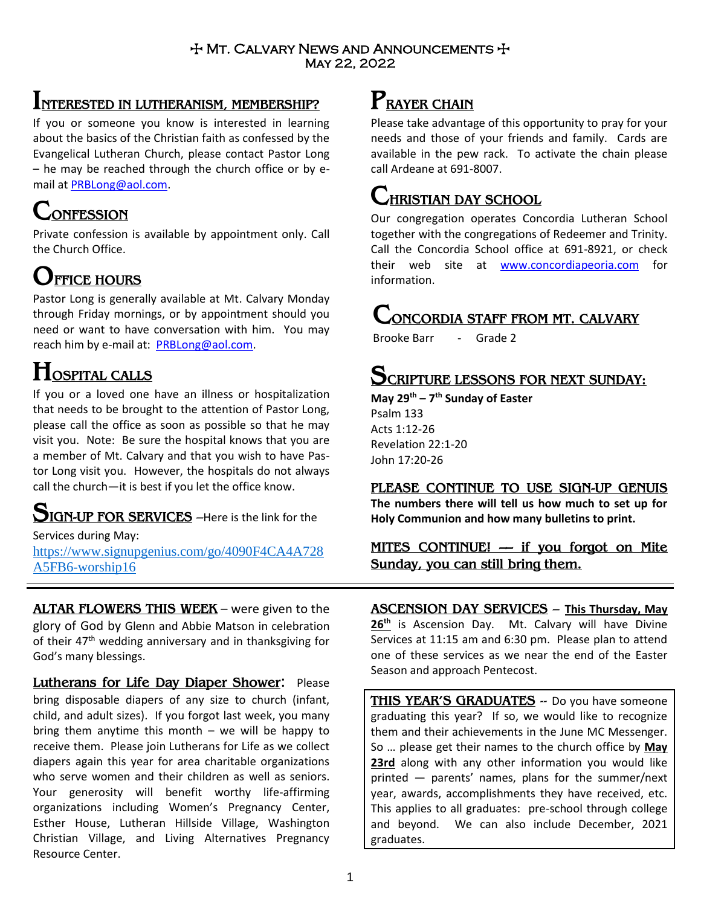# ✠ Mt. Calvary News and Announcements ✠
May 22, 2022

## Interested in Lutheranism, Membership?

If you or someone you know is interested in learning about the basics of the Christian faith as confessed by the Evangelical Lutheran Church, please contact Pastor Long – he may be reached through the church office or by e-mail at PRBLong@aol.com.

## Confession

Private confession is available by appointment only. Call the Church Office.

## Office Hours

Pastor Long is generally available at Mt. Calvary Monday through Friday mornings, or by appointment should you need or want to have conversation with him. You may reach him by e-mail at: PRBLong@aol.com.

## Hospital Calls

If you or a loved one have an illness or hospitalization that needs to be brought to the attention of Pastor Long, please call the office as soon as possible so that he may visit you. Note: Be sure the hospital knows that you are a member of Mt. Calvary and that you wish to have Pastor Long visit you. However, the hospitals do not always call the church—it is best if you let the office know.

## Sign-up for Services

–Here is the link for the Services during May: https://www.signupgenius.com/go/4090F4CA4A728A5FB6-worship16

## Prayer Chain

Please take advantage of this opportunity to pray for your needs and those of your friends and family. Cards are available in the pew rack. To activate the chain please call Ardeane at 691-8007.

## Christian Day School

Our congregation operates Concordia Lutheran School together with the congregations of Redeemer and Trinity. Call the Concordia School office at 691-8921, or check their web site at www.concordiapeoria.com for information.

## Concordia Staff from Mt. Calvary

Brooke Barr - Grade 2

## Scripture Lessons for Next Sunday:

**May 29th – 7th Sunday of Easter**
Psalm 133
Acts 1:12-26
Revelation 22:1-20
John 17:20-26

**PLEASE CONTINUE TO USE SIGN-UP GENIUS**
**The numbers there will tell us how much to set up for Holy Communion and how many bulletins to print.**

**MITES CONTINUE! — if you forgot on Mite Sunday, you can still bring them.**

---

**ALTAR FLOWERS THIS WEEK** – were given to the glory of God by Glenn and Abbie Matson in celebration of their 47th wedding anniversary and in thanksgiving for God's many blessings.

**Lutherans for Life Day Diaper Shower:** Please bring disposable diapers of any size to church (infant, child, and adult sizes). If you forgot last week, you many bring them anytime this month – we will be happy to receive them. Please join Lutherans for Life as we collect diapers again this year for area charitable organizations who serve women and their children as well as seniors. Your generosity will benefit worthy life-affirming organizations including Women's Pregnancy Center, Esther House, Lutheran Hillside Village, Washington Christian Village, and Living Alternatives Pregnancy Resource Center.

**ASCENSION DAY SERVICES** – **This Thursday, May 26th** is Ascension Day. Mt. Calvary will have Divine Services at 11:15 am and 6:30 pm. Please plan to attend one of these services as we near the end of the Easter Season and approach Pentecost.

**THIS YEAR'S GRADUATES** -- Do you have someone graduating this year? If so, we would like to recognize them and their achievements in the June MC Messenger. So … please get their names to the church office by **May 23rd** along with any other information you would like printed — parents' names, plans for the summer/next year, awards, accomplishments they have received, etc. This applies to all graduates: pre-school through college and beyond. We can also include December, 2021 graduates.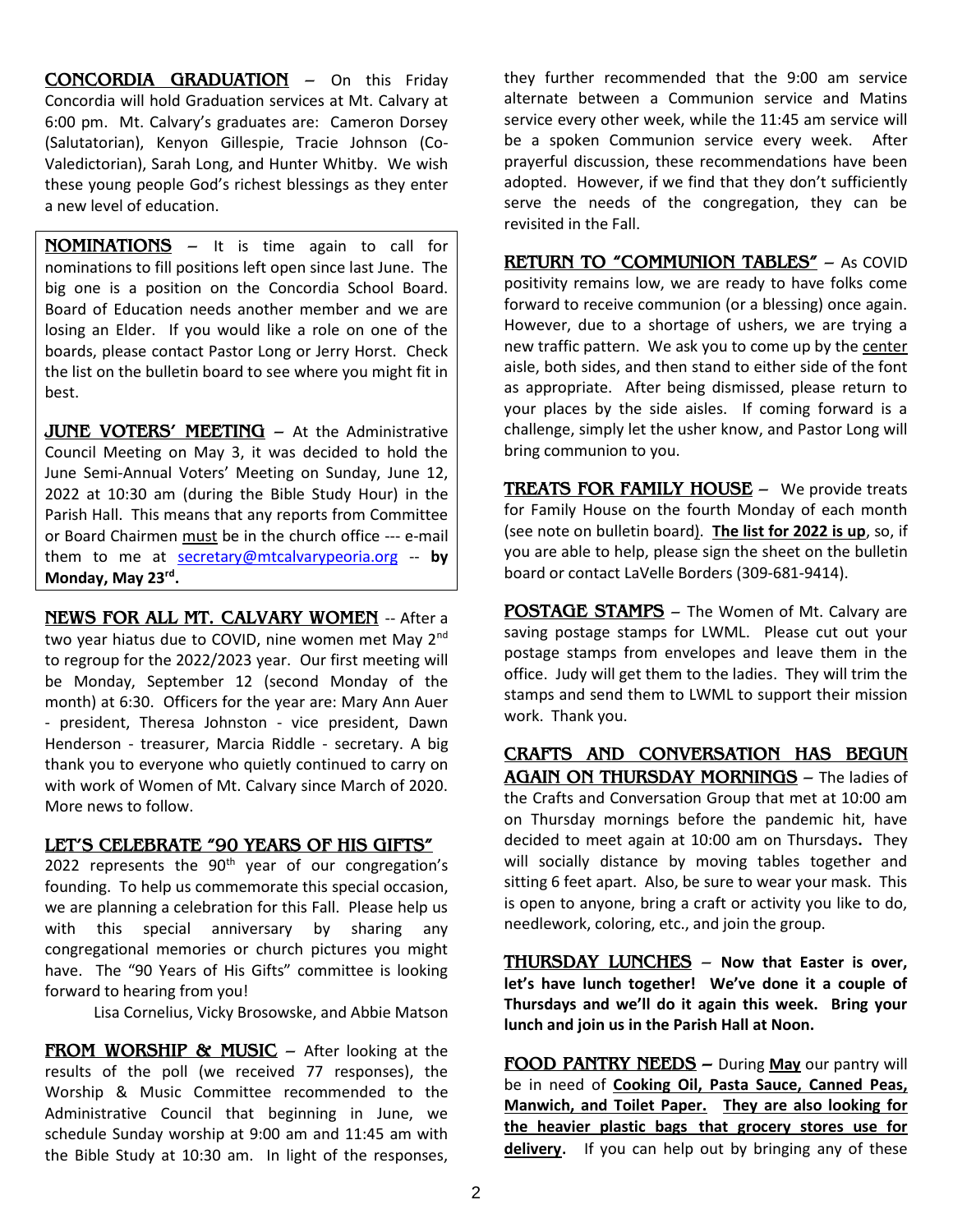**CONCORDIA GRADUATION** – On this Friday Concordia will hold Graduation services at Mt. Calvary at 6:00 pm. Mt. Calvary's graduates are: Cameron Dorsey (Salutatorian), Kenyon Gillespie, Tracie Johnson (Co-Valedictorian), Sarah Long, and Hunter Whitby. We wish these young people God's richest blessings as they enter a new level of education.

**NOMINATIONS** – It is time again to call for nominations to fill positions left open since last June. The big one is a position on the Concordia School Board. Board of Education needs another member and we are losing an Elder. If you would like a role on one of the boards, please contact Pastor Long or Jerry Horst. Check the list on the bulletin board to see where you might fit in best.

**JUNE VOTERS' MEETING** – At the Administrative Council Meeting on May 3, it was decided to hold the June Semi-Annual Voters' Meeting on Sunday, June 12, 2022 at 10:30 am (during the Bible Study Hour) in the Parish Hall. This means that any reports from Committee or Board Chairmen must be in the church office --- e-mail them to me at secretary@mtcalvarypeoria.org -- **by Monday, May 23rd.**

**NEWS FOR ALL MT. CALVARY WOMEN** -- After a two year hiatus due to COVID, nine women met May 2nd to regroup for the 2022/2023 year. Our first meeting will be Monday, September 12 (second Monday of the month) at 6:30. Officers for the year are: Mary Ann Auer - president, Theresa Johnston - vice president, Dawn Henderson - treasurer, Marcia Riddle - secretary. A big thank you to everyone who quietly continued to carry on with work of Women of Mt. Calvary since March of 2020. More news to follow.

**LET'S CELEBRATE "90 YEARS OF HIS GIFTS"**

2022 represents the 90th year of our congregation's founding. To help us commemorate this special occasion, we are planning a celebration for this Fall. Please help us with this special anniversary by sharing any congregational memories or church pictures you might have. The "90 Years of His Gifts" committee is looking forward to hearing from you!

Lisa Cornelius, Vicky Brosowske, and Abbie Matson

**FROM WORSHIP & MUSIC** – After looking at the results of the poll (we received 77 responses), the Worship & Music Committee recommended to the Administrative Council that beginning in June, we schedule Sunday worship at 9:00 am and 11:45 am with the Bible Study at 10:30 am. In light of the responses, they further recommended that the 9:00 am service alternate between a Communion service and Matins service every other week, while the 11:45 am service will be a spoken Communion service every week. After prayerful discussion, these recommendations have been adopted. However, if we find that they don't sufficiently serve the needs of the congregation, they can be revisited in the Fall.

**RETURN TO "COMMUNION TABLES"** – As COVID positivity remains low, we are ready to have folks come forward to receive communion (or a blessing) once again. However, due to a shortage of ushers, we are trying a new traffic pattern. We ask you to come up by the center aisle, both sides, and then stand to either side of the font as appropriate. After being dismissed, please return to your places by the side aisles. If coming forward is a challenge, simply let the usher know, and Pastor Long will bring communion to you.

**TREATS FOR FAMILY HOUSE** – We provide treats for Family House on the fourth Monday of each month (see note on bulletin board). **The list for 2022 is up**, so, if you are able to help, please sign the sheet on the bulletin board or contact LaVelle Borders (309-681-9414).

**POSTAGE STAMPS** – The Women of Mt. Calvary are saving postage stamps for LWML. Please cut out your postage stamps from envelopes and leave them in the office. Judy will get them to the ladies. They will trim the stamps and send them to LWML to support their mission work. Thank you.

**CRAFTS AND CONVERSATION HAS BEGUN AGAIN ON THURSDAY MORNINGS** – The ladies of the Crafts and Conversation Group that met at 10:00 am on Thursday mornings before the pandemic hit, have decided to meet again at 10:00 am on Thursdays. They will socially distance by moving tables together and sitting 6 feet apart. Also, be sure to wear your mask. This is open to anyone, bring a craft or activity you like to do, needlework, coloring, etc., and join the group.

**THURSDAY LUNCHES** – **Now that Easter is over, let's have lunch together! We've done it a couple of Thursdays and we'll do it again this week. Bring your lunch and join us in the Parish Hall at Noon.**

**FOOD PANTRY NEEDS** – During **May** our pantry will be in need of **Cooking Oil, Pasta Sauce, Canned Peas, Manwich, and Toilet Paper. They are also looking for the heavier plastic bags that grocery stores use for delivery.** If you can help out by bringing any of these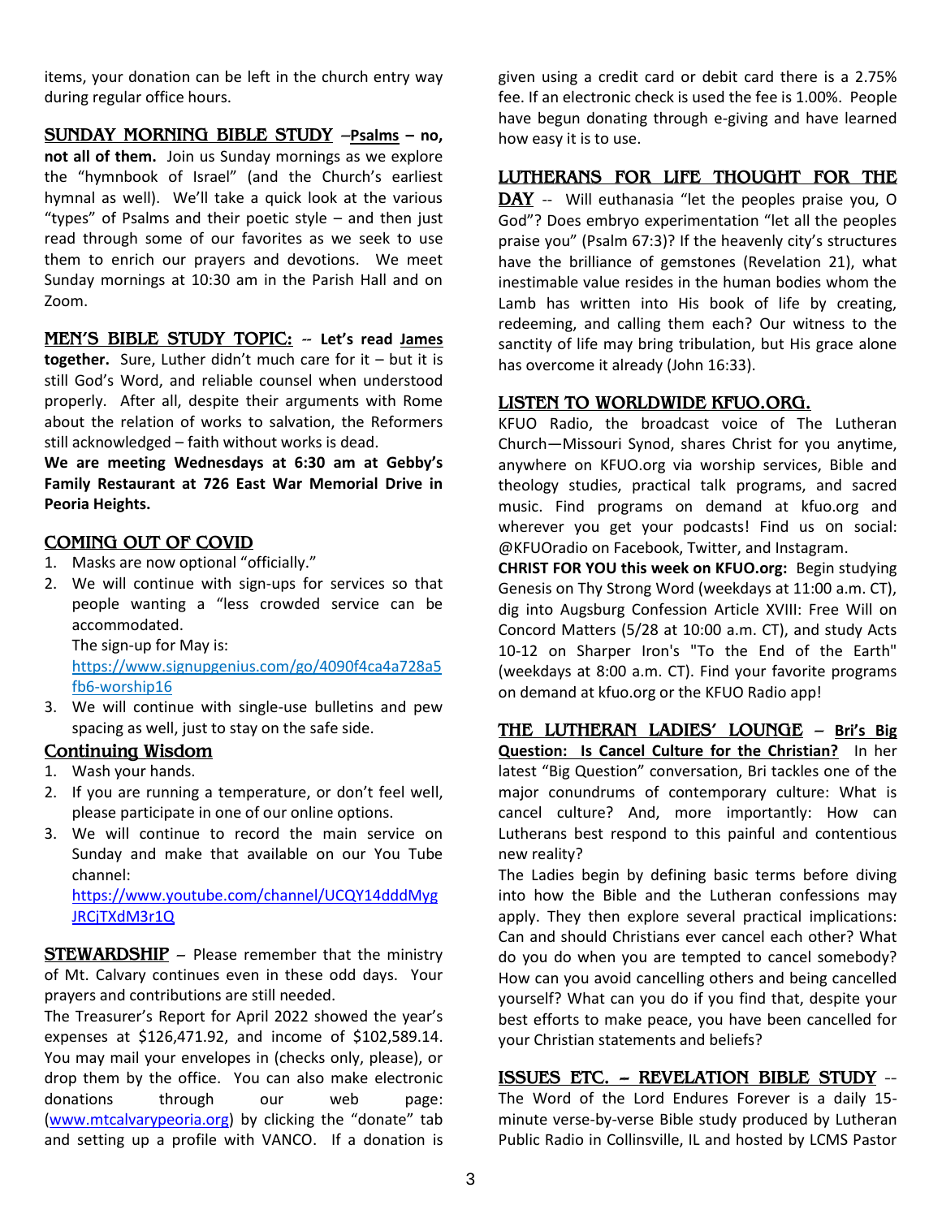items, your donation can be left in the church entry way during regular office hours.

**SUNDAY MORNING BIBLE STUDY** –**Psalms – no, not all of them.** Join us Sunday mornings as we explore the "hymnbook of Israel" (and the Church's earliest hymnal as well). We'll take a quick look at the various "types" of Psalms and their poetic style – and then just read through some of our favorites as we seek to use them to enrich our prayers and devotions. We meet Sunday mornings at 10:30 am in the Parish Hall and on Zoom.

**MEN'S BIBLE STUDY TOPIC:** -- **Let's read James together.** Sure, Luther didn't much care for it – but it is still God's Word, and reliable counsel when understood properly. After all, despite their arguments with Rome about the relation of works to salvation, the Reformers still acknowledged – faith without works is dead.

**We are meeting Wednesdays at 6:30 am at Gebby's Family Restaurant at 726 East War Memorial Drive in Peoria Heights.**

## COMING OUT OF COVID

1. Masks are now optional "officially."
2. We will continue with sign-ups for services so that people wanting a "less crowded service can be accommodated.
   The sign-up for May is:
   https://www.signupgenius.com/go/4090f4ca4a728a5fb6-worship16
3. We will continue with single-use bulletins and pew spacing as well, just to stay on the safe side.

## Continuing Wisdom

1. Wash your hands.
2. If you are running a temperature, or don't feel well, please participate in one of our online options.
3. We will continue to record the main service on Sunday and make that available on our You Tube channel:
   https://www.youtube.com/channel/UCQY14dddMygJRCjTXdM3r1Q

**STEWARDSHIP** – Please remember that the ministry of Mt. Calvary continues even in these odd days. Your prayers and contributions are still needed.

The Treasurer's Report for April 2022 showed the year's expenses at $126,471.92, and income of $102,589.14. You may mail your envelopes in (checks only, please), or drop them by the office. You can also make electronic donations through our web page: (www.mtcalvarypeoria.org) by clicking the "donate" tab and setting up a profile with VANCO. If a donation is given using a credit card or debit card there is a 2.75% fee. If an electronic check is used the fee is 1.00%. People have begun donating through e-giving and have learned how easy it is to use.

**LUTHERANS FOR LIFE THOUGHT FOR THE DAY** -- Will euthanasia "let the peoples praise you, O God"? Does embryo experimentation "let all the peoples praise you" (Psalm 67:3)? If the heavenly city's structures have the brilliance of gemstones (Revelation 21), what inestimable value resides in the human bodies whom the Lamb has written into His book of life by creating, redeeming, and calling them each? Our witness to the sanctity of life may bring tribulation, but His grace alone has overcome it already (John 16:33).

## LISTEN TO WORLDWIDE KFUO.ORG.

KFUO Radio, the broadcast voice of The Lutheran Church—Missouri Synod, shares Christ for you anytime, anywhere on KFUO.org via worship services, Bible and theology studies, practical talk programs, and sacred music. Find programs on demand at kfuo.org and wherever you get your podcasts! Find us on social: @KFUOradio on Facebook, Twitter, and Instagram.

**CHRIST FOR YOU this week on KFUO.org:** Begin studying Genesis on Thy Strong Word (weekdays at 11:00 a.m. CT), dig into Augsburg Confession Article XVIII: Free Will on Concord Matters (5/28 at 10:00 a.m. CT), and study Acts 10-12 on Sharper Iron's "To the End of the Earth" (weekdays at 8:00 a.m. CT). Find your favorite programs on demand at kfuo.org or the KFUO Radio app!

**THE LUTHERAN LADIES' LOUNGE** – **Bri's Big Question: Is Cancel Culture for the Christian?** In her latest "Big Question" conversation, Bri tackles one of the major conundrums of contemporary culture: What is cancel culture? And, more importantly: How can Lutherans best respond to this painful and contentious new reality?

The Ladies begin by defining basic terms before diving into how the Bible and the Lutheran confessions may apply. They then explore several practical implications: Can and should Christians ever cancel each other? What do you do when you are tempted to cancel somebody? How can you avoid cancelling others and being cancelled yourself? What can you do if you find that, despite your best efforts to make peace, you have been cancelled for your Christian statements and beliefs?

**ISSUES ETC. – REVELATION BIBLE STUDY** -- The Word of the Lord Endures Forever is a daily 15-minute verse-by-verse Bible study produced by Lutheran Public Radio in Collinsville, IL and hosted by LCMS Pastor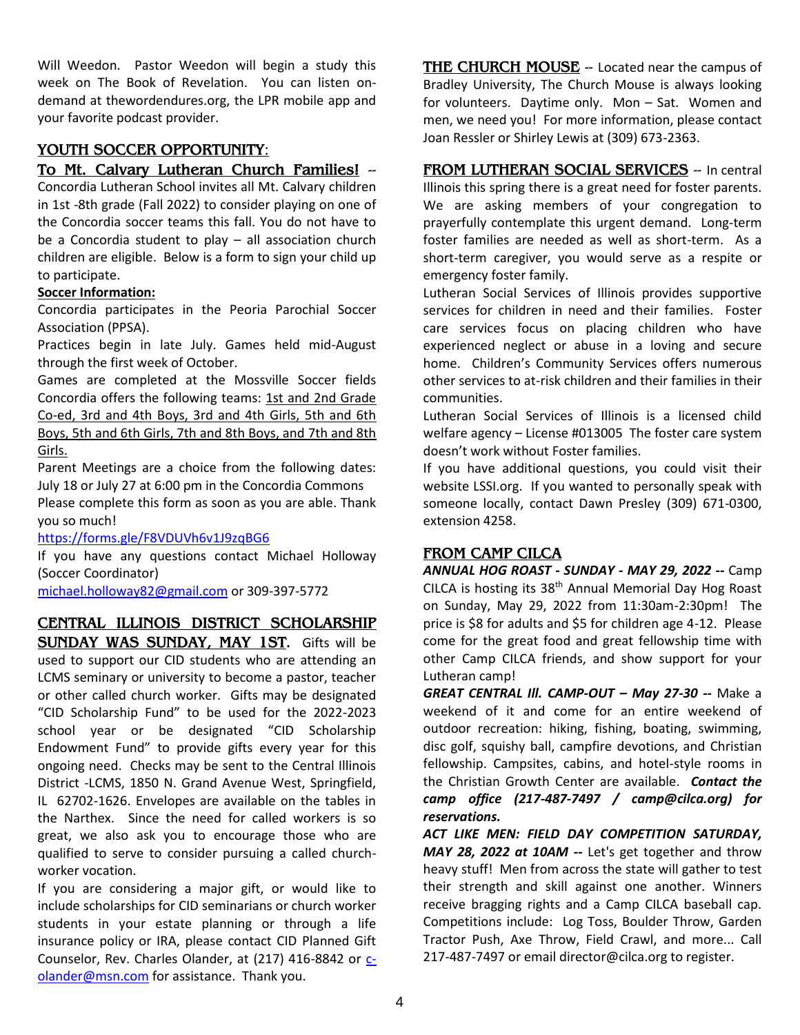Will Weedon. Pastor Weedon will begin a study this week on The Book of Revelation. You can listen on-demand at thewordendures.org, the LPR mobile app and your favorite podcast provider.

## YOUTH SOCCER OPPORTUNITY:

**To Mt. Calvary Lutheran Church Families!** -- Concordia Lutheran School invites all Mt. Calvary children in 1st -8th grade (Fall 2022) to consider playing on one of the Concordia soccer teams this fall. You do not have to be a Concordia student to play – all association church children are eligible. Below is a form to sign your child up to participate.

**Soccer Information:**

Concordia participates in the Peoria Parochial Soccer Association (PPSA).

Practices begin in late July. Games held mid-August through the first week of October.

Games are completed at the Mossville Soccer fields Concordia offers the following teams: 1st and 2nd Grade Co-ed, 3rd and 4th Boys, 3rd and 4th Girls, 5th and 6th Boys, 5th and 6th Girls, 7th and 8th Boys, and 7th and 8th Girls.

Parent Meetings are a choice from the following dates: July 18 or July 27 at 6:00 pm in the Concordia Commons

Please complete this form as soon as you are able. Thank you so much!

https://forms.gle/F8VDUVh6v1J9zqBG6

If you have any questions contact Michael Holloway (Soccer Coordinator)

michael.holloway82@gmail.com or 309-397-5772

## CENTRAL ILLINOIS DISTRICT SCHOLARSHIP SUNDAY WAS SUNDAY, MAY 1ST.

Gifts will be used to support our CID students who are attending an LCMS seminary or university to become a pastor, teacher or other called church worker. Gifts may be designated "CID Scholarship Fund" to be used for the 2022-2023 school year or be designated "CID Scholarship Endowment Fund" to provide gifts every year for this ongoing need. Checks may be sent to the Central Illinois District -LCMS, 1850 N. Grand Avenue West, Springfield, IL 62702-1626. Envelopes are available on the tables in the Narthex. Since the need for called workers is so great, we also ask you to encourage those who are qualified to serve to consider pursuing a called church-worker vocation.

If you are considering a major gift, or would like to include scholarships for CID seminarians or church worker students in your estate planning or through a life insurance policy or IRA, please contact CID Planned Gift Counselor, Rev. Charles Olander, at (217) 416-8842 or c-olander@msn.com for assistance. Thank you.

## THE CHURCH MOUSE

-- Located near the campus of Bradley University, The Church Mouse is always looking for volunteers. Daytime only. Mon – Sat. Women and men, we need you! For more information, please contact Joan Ressler or Shirley Lewis at (309) 673-2363.

## FROM LUTHERAN SOCIAL SERVICES

-- In central Illinois this spring there is a great need for foster parents. We are asking members of your congregation to prayerfully contemplate this urgent demand. Long-term foster families are needed as well as short-term. As a short-term caregiver, you would serve as a respite or emergency foster family.

Lutheran Social Services of Illinois provides supportive services for children in need and their families. Foster care services focus on placing children who have experienced neglect or abuse in a loving and secure home. Children's Community Services offers numerous other services to at-risk children and their families in their communities.

Lutheran Social Services of Illinois is a licensed child welfare agency – License #013005 The foster care system doesn't work without Foster families.

If you have additional questions, you could visit their website LSSI.org. If you wanted to personally speak with someone locally, contact Dawn Presley (309) 671-0300, extension 4258.

## FROM CAMP CILCA

***ANNUAL HOG ROAST - SUNDAY - MAY 29, 2022 --*** Camp CILCA is hosting its 38th Annual Memorial Day Hog Roast on Sunday, May 29, 2022 from 11:30am-2:30pm! The price is $8 for adults and $5 for children age 4-12. Please come for the great food and great fellowship time with other Camp CILCA friends, and show support for your Lutheran camp!

***GREAT CENTRAL Ill. CAMP-OUT – May 27-30 --*** Make a weekend of it and come for an entire weekend of outdoor recreation: hiking, fishing, boating, swimming, disc golf, squishy ball, campfire devotions, and Christian fellowship. Campsites, cabins, and hotel-style rooms in the Christian Growth Center are available. ***Contact the camp office (217-487-7497 / camp@cilca.org) for reservations.***

***ACT LIKE MEN: FIELD DAY COMPETITION SATURDAY, MAY 28, 2022 at 10AM --*** Let's get together and throw heavy stuff! Men from across the state will gather to test their strength and skill against one another. Winners receive bragging rights and a Camp CILCA baseball cap. Competitions include: Log Toss, Boulder Throw, Garden Tractor Push, Axe Throw, Field Crawl, and more... Call 217-487-7497 or email director@cilca.org to register.